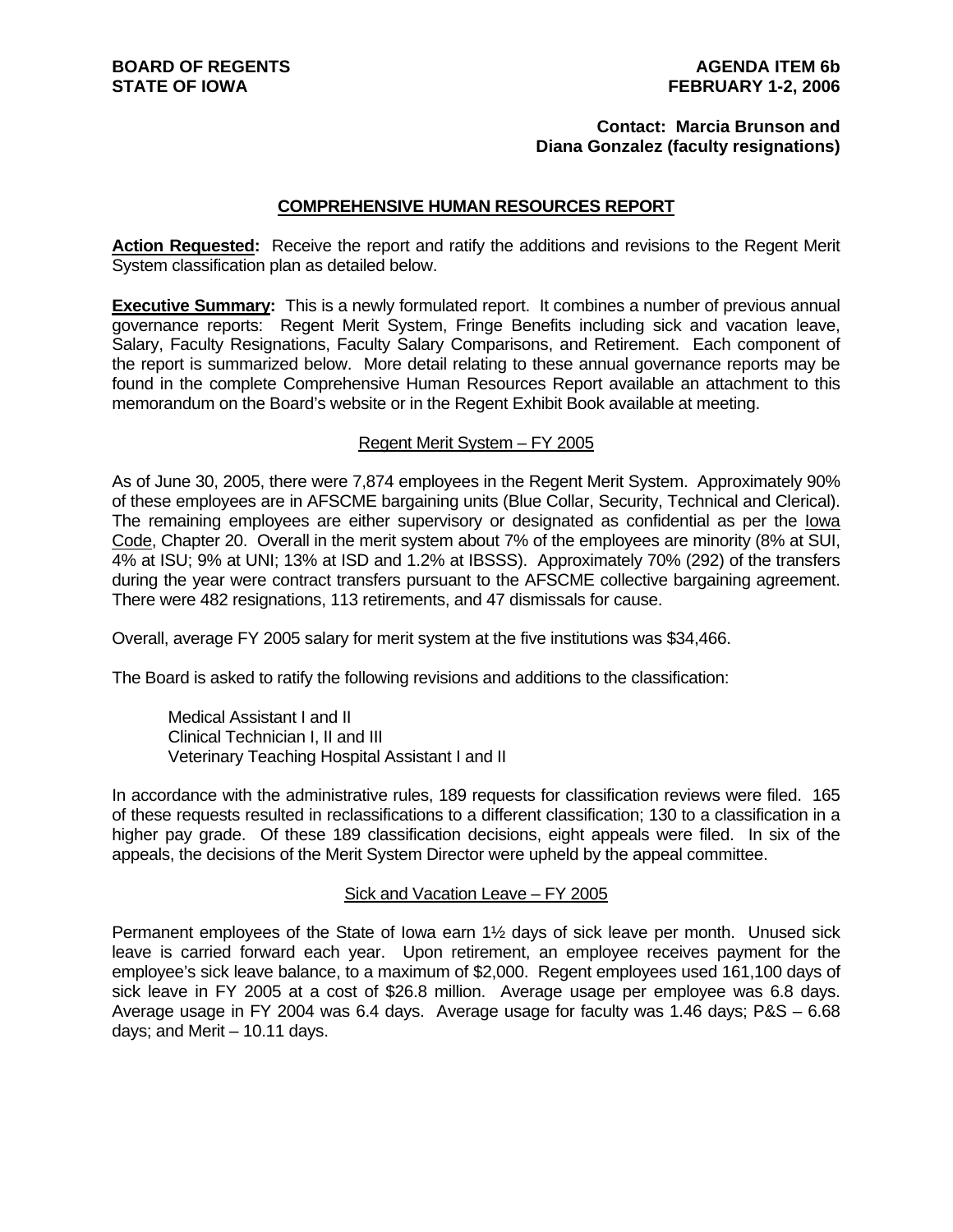**BOARD OF REGENTS**
**STATE OF IOWA**

**AGENDA ITEM 6b**
**FEBRUARY 1-2, 2006**

**Contact: Marcia Brunson and Diana Gonzalez (faculty resignations)**

## COMPREHENSIVE HUMAN RESOURCES REPORT

**Action Requested:** Receive the report and ratify the additions and revisions to the Regent Merit System classification plan as detailed below.

**Executive Summary:** This is a newly formulated report. It combines a number of previous annual governance reports: Regent Merit System, Fringe Benefits including sick and vacation leave, Salary, Faculty Resignations, Faculty Salary Comparisons, and Retirement. Each component of the report is summarized below. More detail relating to these annual governance reports may be found in the complete Comprehensive Human Resources Report available an attachment to this memorandum on the Board's website or in the Regent Exhibit Book available at meeting.

### Regent Merit System – FY 2005

As of June 30, 2005, there were 7,874 employees in the Regent Merit System. Approximately 90% of these employees are in AFSCME bargaining units (Blue Collar, Security, Technical and Clerical). The remaining employees are either supervisory or designated as confidential as per the Iowa Code, Chapter 20. Overall in the merit system about 7% of the employees are minority (8% at SUI, 4% at ISU; 9% at UNI; 13% at ISD and 1.2% at IBSSS). Approximately 70% (292) of the transfers during the year were contract transfers pursuant to the AFSCME collective bargaining agreement. There were 482 resignations, 113 retirements, and 47 dismissals for cause.

Overall, average FY 2005 salary for merit system at the five institutions was $34,466.

The Board is asked to ratify the following revisions and additions to the classification:

Medical Assistant I and II
Clinical Technician I, II and III
Veterinary Teaching Hospital Assistant I and II

In accordance with the administrative rules, 189 requests for classification reviews were filed. 165 of these requests resulted in reclassifications to a different classification; 130 to a classification in a higher pay grade. Of these 189 classification decisions, eight appeals were filed. In six of the appeals, the decisions of the Merit System Director were upheld by the appeal committee.

### Sick and Vacation Leave – FY 2005

Permanent employees of the State of Iowa earn 1½ days of sick leave per month. Unused sick leave is carried forward each year. Upon retirement, an employee receives payment for the employee's sick leave balance, to a maximum of $2,000. Regent employees used 161,100 days of sick leave in FY 2005 at a cost of $26.8 million. Average usage per employee was 6.8 days. Average usage in FY 2004 was 6.4 days. Average usage for faculty was 1.46 days; P&S – 6.68 days; and Merit – 10.11 days.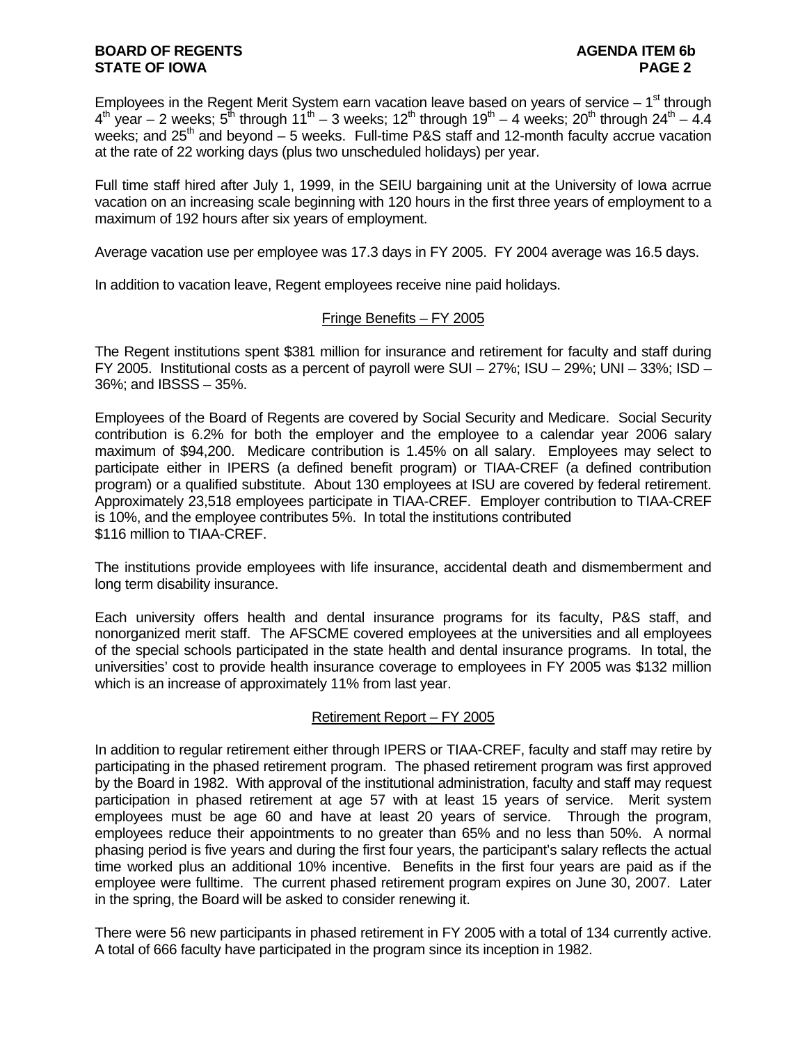Employees in the Regent Merit System earn vacation leave based on years of service – 1st through 4th year – 2 weeks; 5th through 11th – 3 weeks; 12th through 19th – 4 weeks; 20th through 24th – 4.4 weeks; and 25th and beyond – 5 weeks. Full-time P&S staff and 12-month faculty accrue vacation at the rate of 22 working days (plus two unscheduled holidays) per year.

Full time staff hired after July 1, 1999, in the SEIU bargaining unit at the University of Iowa acrrue vacation on an increasing scale beginning with 120 hours in the first three years of employment to a maximum of 192 hours after six years of employment.

Average vacation use per employee was 17.3 days in FY 2005. FY 2004 average was 16.5 days.

In addition to vacation leave, Regent employees receive nine paid holidays.

## Fringe Benefits – FY 2005

The Regent institutions spent $381 million for insurance and retirement for faculty and staff during FY 2005. Institutional costs as a percent of payroll were SUI – 27%; ISU – 29%; UNI – 33%; ISD – 36%; and IBSSS – 35%.

Employees of the Board of Regents are covered by Social Security and Medicare. Social Security contribution is 6.2% for both the employer and the employee to a calendar year 2006 salary maximum of $94,200. Medicare contribution is 1.45% on all salary. Employees may select to participate either in IPERS (a defined benefit program) or TIAA-CREF (a defined contribution program) or a qualified substitute. About 130 employees at ISU are covered by federal retirement. Approximately 23,518 employees participate in TIAA-CREF. Employer contribution to TIAA-CREF is 10%, and the employee contributes 5%. In total the institutions contributed $116 million to TIAA-CREF.

The institutions provide employees with life insurance, accidental death and dismemberment and long term disability insurance.

Each university offers health and dental insurance programs for its faculty, P&S staff, and nonorganized merit staff. The AFSCME covered employees at the universities and all employees of the special schools participated in the state health and dental insurance programs. In total, the universities' cost to provide health insurance coverage to employees in FY 2005 was $132 million which is an increase of approximately 11% from last year.

## Retirement Report – FY 2005

In addition to regular retirement either through IPERS or TIAA-CREF, faculty and staff may retire by participating in the phased retirement program. The phased retirement program was first approved by the Board in 1982. With approval of the institutional administration, faculty and staff may request participation in phased retirement at age 57 with at least 15 years of service. Merit system employees must be age 60 and have at least 20 years of service. Through the program, employees reduce their appointments to no greater than 65% and no less than 50%. A normal phasing period is five years and during the first four years, the participant's salary reflects the actual time worked plus an additional 10% incentive. Benefits in the first four years are paid as if the employee were fulltime. The current phased retirement program expires on June 30, 2007. Later in the spring, the Board will be asked to consider renewing it.

There were 56 new participants in phased retirement in FY 2005 with a total of 134 currently active. A total of 666 faculty have participated in the program since its inception in 1982.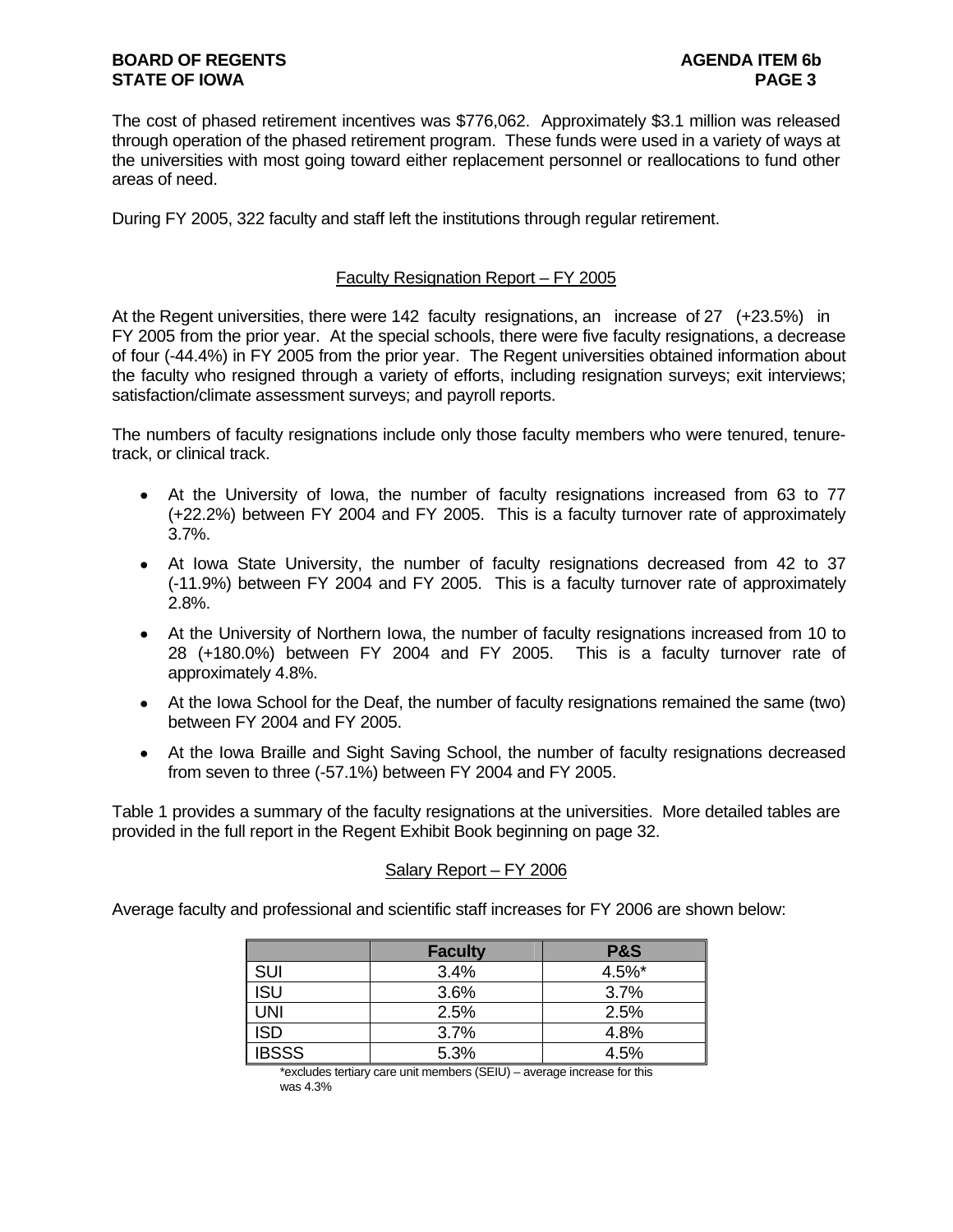The cost of phased retirement incentives was $776,062. Approximately $3.1 million was released through operation of the phased retirement program. These funds were used in a variety of ways at the universities with most going toward either replacement personnel or reallocations to fund other areas of need.

During FY 2005, 322 faculty and staff left the institutions through regular retirement.

## Faculty Resignation Report – FY 2005

At the Regent universities, there were 142 faculty resignations, an increase of 27 (+23.5%) in FY 2005 from the prior year. At the special schools, there were five faculty resignations, a decrease of four (-44.4%) in FY 2005 from the prior year. The Regent universities obtained information about the faculty who resigned through a variety of efforts, including resignation surveys; exit interviews; satisfaction/climate assessment surveys; and payroll reports.

The numbers of faculty resignations include only those faculty members who were tenured, tenure-track, or clinical track.

- At the University of Iowa, the number of faculty resignations increased from 63 to 77 (+22.2%) between FY 2004 and FY 2005. This is a faculty turnover rate of approximately 3.7%.
- At Iowa State University, the number of faculty resignations decreased from 42 to 37 (-11.9%) between FY 2004 and FY 2005. This is a faculty turnover rate of approximately 2.8%.
- At the University of Northern Iowa, the number of faculty resignations increased from 10 to 28 (+180.0%) between FY 2004 and FY 2005. This is a faculty turnover rate of approximately 4.8%.
- At the Iowa School for the Deaf, the number of faculty resignations remained the same (two) between FY 2004 and FY 2005.
- At the Iowa Braille and Sight Saving School, the number of faculty resignations decreased from seven to three (-57.1%) between FY 2004 and FY 2005.

Table 1 provides a summary of the faculty resignations at the universities. More detailed tables are provided in the full report in the Regent Exhibit Book beginning on page 32.

## Salary Report – FY 2006

Average faculty and professional and scientific staff increases for FY 2006 are shown below:

| | Faculty | P&S |
|---|---|---|
| SUI | 3.4% | 4.5%* |
| ISU | 3.6% | 3.7% |
| UNI | 2.5% | 2.5% |
| ISD | 3.7% | 4.8% |
| IBSSS | 5.3% | 4.5% |

*excludes tertiary care unit members (SEIU) – average increase for this was 4.3%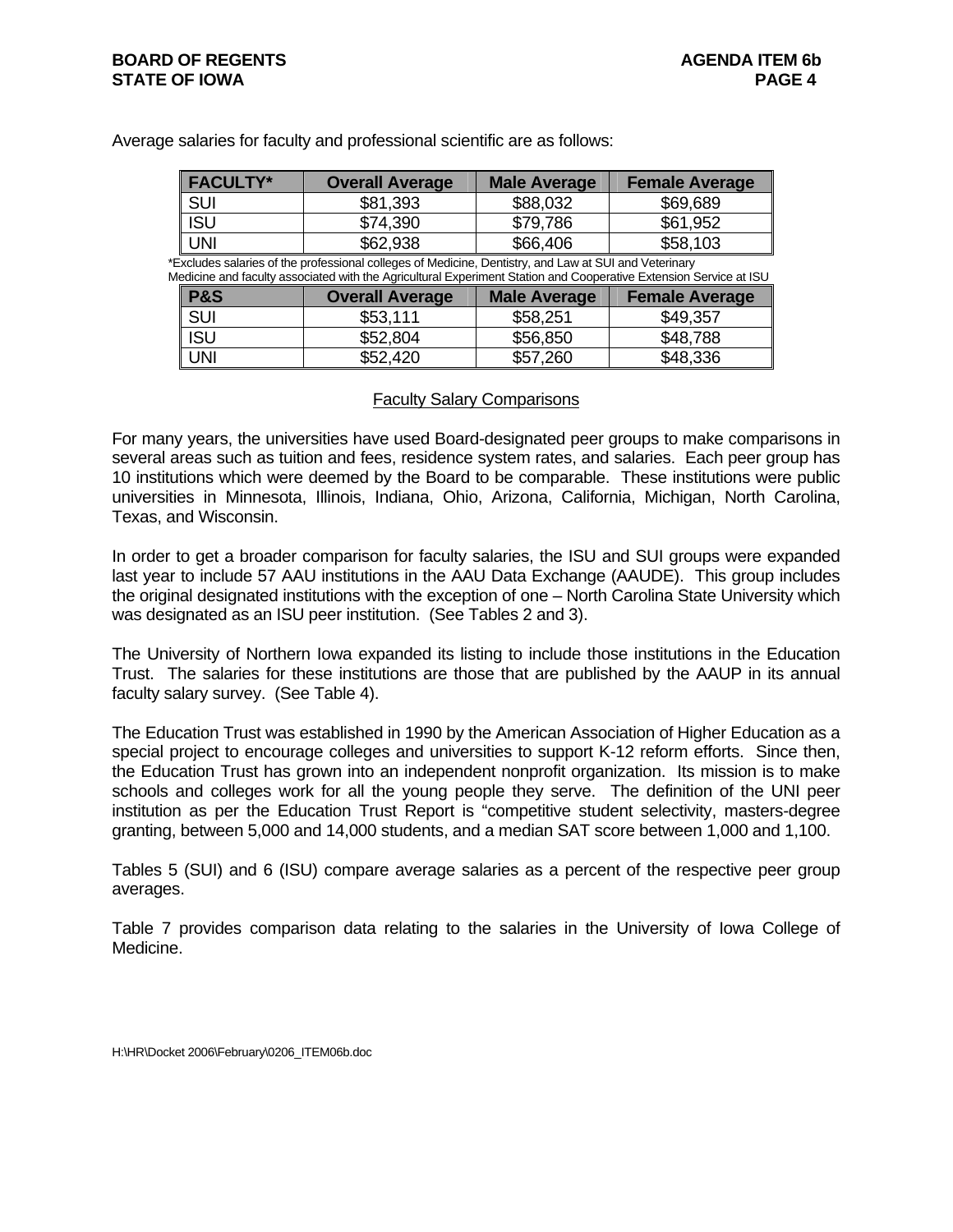Average salaries for faculty and professional scientific are as follows:

| FACULTY* | Overall Average | Male Average | Female Average |
|---|---|---|---|
| SUI | $81,393 | $88,032 | $69,689 |
| ISU | $74,390 | $79,786 | $61,952 |
| UNI | $62,938 | $66,406 | $58,103 |

*Excludes salaries of the professional colleges of Medicine, Dentistry, and Law at SUI and Veterinary Medicine and faculty associated with the Agricultural Experiment Station and Cooperative Extension Service at ISU

| P&S | Overall Average | Male Average | Female Average |
|---|---|---|---|
| SUI | $53,111 | $58,251 | $49,357 |
| ISU | $52,804 | $56,850 | $48,788 |
| UNI | $52,420 | $57,260 | $48,336 |

## Faculty Salary Comparisons

For many years, the universities have used Board-designated peer groups to make comparisons in several areas such as tuition and fees, residence system rates, and salaries. Each peer group has 10 institutions which were deemed by the Board to be comparable. These institutions were public universities in Minnesota, Illinois, Indiana, Ohio, Arizona, California, Michigan, North Carolina, Texas, and Wisconsin.

In order to get a broader comparison for faculty salaries, the ISU and SUI groups were expanded last year to include 57 AAU institutions in the AAU Data Exchange (AAUDE). This group includes the original designated institutions with the exception of one – North Carolina State University which was designated as an ISU peer institution. (See Tables 2 and 3).

The University of Northern Iowa expanded its listing to include those institutions in the Education Trust. The salaries for these institutions are those that are published by the AAUP in its annual faculty salary survey. (See Table 4).

The Education Trust was established in 1990 by the American Association of Higher Education as a special project to encourage colleges and universities to support K-12 reform efforts. Since then, the Education Trust has grown into an independent nonprofit organization. Its mission is to make schools and colleges work for all the young people they serve. The definition of the UNI peer institution as per the Education Trust Report is "competitive student selectivity, masters-degree granting, between 5,000 and 14,000 students, and a median SAT score between 1,000 and 1,100.

Tables 5 (SUI) and 6 (ISU) compare average salaries as a percent of the respective peer group averages.

Table 7 provides comparison data relating to the salaries in the University of Iowa College of Medicine.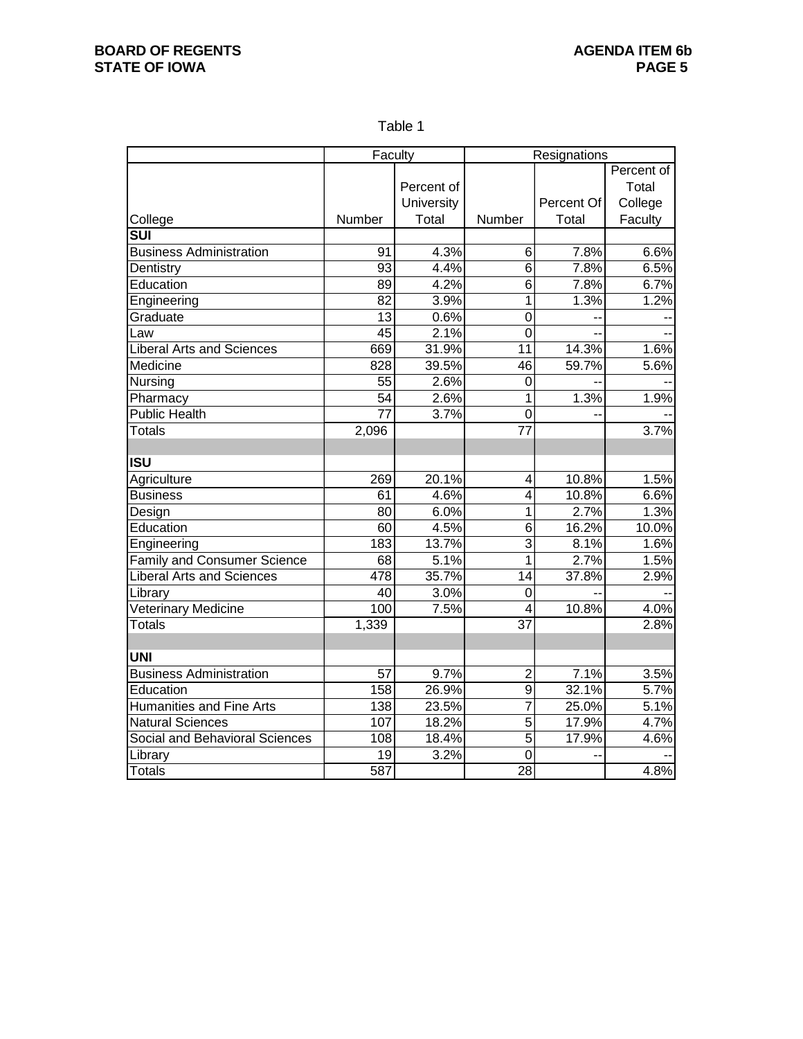Table 1

| | Faculty | | Resignations | | |
|---|---|---|---|---|---|
| College | Number | Percent of University Total | Number | Percent Of Total | Percent of Total College Faculty |
| **SUI** | | | | | |
| Business Administration | 91 | 4.3% | 6 | 7.8% | 6.6% |
| Dentistry | 93 | 4.4% | 6 | 7.8% | 6.5% |
| Education | 89 | 4.2% | 6 | 7.8% | 6.7% |
| Engineering | 82 | 3.9% | 1 | 1.3% | 1.2% |
| Graduate | 13 | 0.6% | 0 | -- | -- |
| Law | 45 | 2.1% | 0 | -- | -- |
| Liberal Arts and Sciences | 669 | 31.9% | 11 | 14.3% | 1.6% |
| Medicine | 828 | 39.5% | 46 | 59.7% | 5.6% |
| Nursing | 55 | 2.6% | 0 | -- | -- |
| Pharmacy | 54 | 2.6% | 1 | 1.3% | 1.9% |
| Public Health | 77 | 3.7% | 0 | -- | -- |
| Totals | 2,096 | | 77 | | 3.7% |
| | | | | | |
| **ISU** | | | | | |
| Agriculture | 269 | 20.1% | 4 | 10.8% | 1.5% |
| Business | 61 | 4.6% | 4 | 10.8% | 6.6% |
| Design | 80 | 6.0% | 1 | 2.7% | 1.3% |
| Education | 60 | 4.5% | 6 | 16.2% | 10.0% |
| Engineering | 183 | 13.7% | 3 | 8.1% | 1.6% |
| Family and Consumer Science | 68 | 5.1% | 1 | 2.7% | 1.5% |
| Liberal Arts and Sciences | 478 | 35.7% | 14 | 37.8% | 2.9% |
| Library | 40 | 3.0% | 0 | -- | -- |
| Veterinary Medicine | 100 | 7.5% | 4 | 10.8% | 4.0% |
| Totals | 1,339 | | 37 | | 2.8% |
| | | | | | |
| **UNI** | | | | | |
| Business Administration | 57 | 9.7% | 2 | 7.1% | 3.5% |
| Education | 158 | 26.9% | 9 | 32.1% | 5.7% |
| Humanities and Fine Arts | 138 | 23.5% | 7 | 25.0% | 5.1% |
| Natural Sciences | 107 | 18.2% | 5 | 17.9% | 4.7% |
| Social and Behavioral Sciences | 108 | 18.4% | 5 | 17.9% | 4.6% |
| Library | 19 | 3.2% | 0 | -- | -- |
| Totals | 587 | | 28 | | 4.8% |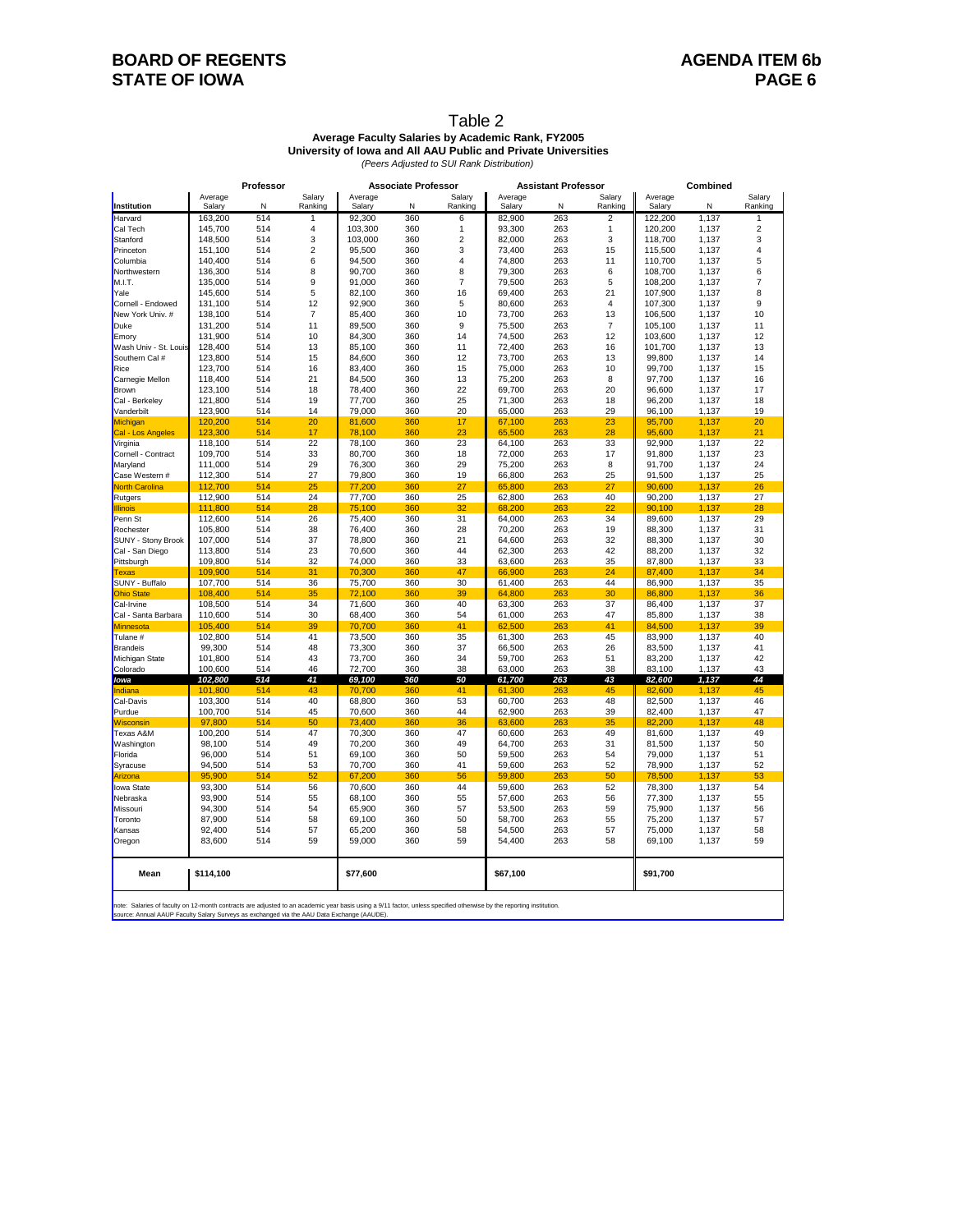# BOARD OF REGENTS STATE OF IOWA

**AGENDA ITEM 6b**

## Table 2

**Average Faculty Salaries by Academic Rank, FY2005**
**University of Iowa and All AAU Public and Private Universities**
*(Peers Adjusted to SUI Rank Distribution)*

| | Professor | | | Associate Professor | | | Assistant Professor | | | Combined | | |
|---|---|---|---|---|---|---|---|---|---|---|---|---|
| Institution | Average Salary | N | Salary Ranking | Average Salary | N | Salary Ranking | Average Salary | N | Salary Ranking | Average Salary | N | Salary Ranking |
| Harvard | 163,200 | 514 | 1 | 92,300 | 360 | 6 | 82,900 | 263 | 2 | 122,200 | 1,137 | 1 |
| Cal Tech | 145,700 | 514 | 4 | 103,300 | 360 | 1 | 93,300 | 263 | 1 | 120,200 | 1,137 | 2 |
| Stanford | 148,500 | 514 | 3 | 103,000 | 360 | 2 | 82,000 | 263 | 3 | 118,700 | 1,137 | 3 |
| Princeton | 151,100 | 514 | 2 | 95,500 | 360 | 3 | 73,400 | 263 | 15 | 115,500 | 1,137 | 4 |
| Columbia | 140,400 | 514 | 6 | 94,500 | 360 | 4 | 74,800 | 263 | 11 | 110,700 | 1,137 | 5 |
| Northwestern | 136,300 | 514 | 8 | 90,700 | 360 | 8 | 79,300 | 263 | 6 | 108,700 | 1,137 | 6 |
| M.I.T. | 135,000 | 514 | 9 | 91,000 | 360 | 7 | 79,500 | 263 | 5 | 108,200 | 1,137 | 7 |
| Yale | 145,600 | 514 | 5 | 82,100 | 360 | 16 | 69,400 | 263 | 21 | 107,900 | 1,137 | 8 |
| Cornell - Endowed | 131,100 | 514 | 12 | 92,900 | 360 | 5 | 80,600 | 263 | 4 | 107,300 | 1,137 | 9 |
| New York Univ. # | 138,100 | 514 | 7 | 85,400 | 360 | 10 | 73,700 | 263 | 13 | 106,500 | 1,137 | 10 |
| Duke | 131,200 | 514 | 11 | 89,500 | 360 | 9 | 75,500 | 263 | 7 | 105,100 | 1,137 | 11 |
| Emory | 131,900 | 514 | 10 | 84,300 | 360 | 14 | 74,500 | 263 | 12 | 103,600 | 1,137 | 12 |
| Wash Univ - St. Louis | 128,400 | 514 | 13 | 85,100 | 360 | 11 | 72,400 | 263 | 16 | 101,700 | 1,137 | 13 |
| Southern Cal # | 123,800 | 514 | 15 | 84,600 | 360 | 12 | 73,700 | 263 | 13 | 99,800 | 1,137 | 14 |
| Rice | 123,700 | 514 | 16 | 83,400 | 360 | 15 | 75,000 | 263 | 10 | 99,700 | 1,137 | 15 |
| Carnegie Mellon | 118,400 | 514 | 21 | 84,500 | 360 | 13 | 75,200 | 263 | 8 | 97,700 | 1,137 | 16 |
| Brown | 123,100 | 514 | 18 | 78,400 | 360 | 22 | 69,700 | 263 | 20 | 96,600 | 1,137 | 17 |
| Cal - Berkeley | 121,800 | 514 | 19 | 77,700 | 360 | 25 | 71,300 | 263 | 18 | 96,200 | 1,137 | 18 |
| Vanderbilt | 123,900 | 514 | 14 | 79,000 | 360 | 20 | 65,000 | 263 | 29 | 96,100 | 1,137 | 19 |
| Michigan | 120,200 | 514 | 20 | 81,600 | 360 | 17 | 67,100 | 263 | 23 | 95,700 | 1,137 | 20 |
| Cal - Los Angeles | 123,300 | 514 | 17 | 78,100 | 360 | 23 | 65,500 | 263 | 28 | 95,600 | 1,137 | 21 |
| Virginia | 118,100 | 514 | 22 | 78,100 | 360 | 23 | 64,100 | 263 | 33 | 92,900 | 1,137 | 22 |
| Cornell - Contract | 109,700 | 514 | 33 | 80,700 | 360 | 18 | 72,000 | 263 | 17 | 91,800 | 1,137 | 23 |
| Maryland | 111,000 | 514 | 29 | 76,300 | 360 | 29 | 75,200 | 263 | 8 | 91,700 | 1,137 | 24 |
| Case Western # | 112,300 | 514 | 27 | 79,800 | 360 | 19 | 66,800 | 263 | 25 | 91,500 | 1,137 | 25 |
| North Carolina | 112,700 | 514 | 25 | 77,200 | 360 | 27 | 65,800 | 263 | 27 | 90,600 | 1,137 | 26 |
| Rutgers | 112,900 | 514 | 24 | 77,700 | 360 | 25 | 62,800 | 263 | 40 | 90,200 | 1,137 | 27 |
| Illinois | 111,800 | 514 | 28 | 75,100 | 360 | 32 | 68,200 | 263 | 22 | 90,100 | 1,137 | 28 |
| Penn St | 112,600 | 514 | 26 | 75,400 | 360 | 31 | 64,000 | 263 | 34 | 89,600 | 1,137 | 29 |
| Rochester | 105,800 | 514 | 38 | 76,400 | 360 | 28 | 70,200 | 263 | 19 | 88,300 | 1,137 | 31 |
| SUNY - Stony Brook | 107,000 | 514 | 37 | 78,800 | 360 | 21 | 64,600 | 263 | 32 | 88,300 | 1,137 | 30 |
| Cal - San Diego | 113,800 | 514 | 23 | 70,600 | 360 | 44 | 62,300 | 263 | 42 | 88,200 | 1,137 | 32 |
| Pittsburgh | 109,800 | 514 | 32 | 74,000 | 360 | 33 | 63,600 | 263 | 35 | 87,800 | 1,137 | 33 |
| Texas | 109,900 | 514 | 31 | 70,300 | 360 | 47 | 66,900 | 263 | 24 | 87,400 | 1,137 | 34 |
| SUNY - Buffalo | 107,700 | 514 | 36 | 75,700 | 360 | 30 | 61,400 | 263 | 44 | 86,900 | 1,137 | 35 |
| Ohio State | 108,400 | 514 | 35 | 72,100 | 360 | 39 | 64,800 | 263 | 30 | 86,800 | 1,137 | 36 |
| Cal-Irvine | 108,500 | 514 | 34 | 71,600 | 360 | 40 | 63,300 | 263 | 37 | 86,400 | 1,137 | 37 |
| Cal - Santa Barbara | 110,600 | 514 | 30 | 68,400 | 360 | 54 | 61,000 | 263 | 47 | 85,800 | 1,137 | 38 |
| Minnesota | 105,400 | 514 | 39 | 70,700 | 360 | 41 | 62,500 | 263 | 41 | 84,500 | 1,137 | 39 |
| Tulane # | 102,800 | 514 | 41 | 73,500 | 360 | 35 | 61,300 | 263 | 45 | 83,900 | 1,137 | 40 |
| Brandeis | 99,300 | 514 | 48 | 73,300 | 360 | 37 | 66,500 | 263 | 26 | 83,500 | 1,137 | 41 |
| Michigan State | 101,800 | 514 | 43 | 73,700 | 360 | 34 | 59,700 | 263 | 51 | 83,200 | 1,137 | 42 |
| Colorado | 100,600 | 514 | 46 | 72,700 | 360 | 38 | 63,000 | 263 | 38 | 83,100 | 1,137 | 43 |
| **Iowa** | **102,800** | **514** | **41** | **69,100** | **360** | **50** | **61,700** | **263** | **43** | **82,600** | **1,137** | **44** |
| Indiana | 101,800 | 514 | 43 | 70,700 | 360 | 41 | 61,300 | 263 | 45 | 82,600 | 1,137 | 45 |
| Cal-Davis | 103,300 | 514 | 40 | 68,800 | 360 | 53 | 60,700 | 263 | 48 | 82,500 | 1,137 | 46 |
| Purdue | 100,700 | 514 | 45 | 70,600 | 360 | 44 | 62,900 | 263 | 39 | 82,400 | 1,137 | 47 |
| Wisconsin | 97,800 | 514 | 50 | 73,400 | 360 | 36 | 63,600 | 263 | 35 | 82,200 | 1,137 | 48 |
| Texas A&M | 100,200 | 514 | 47 | 70,300 | 360 | 47 | 60,600 | 263 | 49 | 81,600 | 1,137 | 49 |
| Washington | 98,100 | 514 | 49 | 70,200 | 360 | 49 | 64,700 | 263 | 31 | 81,500 | 1,137 | 50 |
| Florida | 96,000 | 514 | 51 | 69,100 | 360 | 50 | 59,500 | 263 | 54 | 79,000 | 1,137 | 51 |
| Syracuse | 94,500 | 514 | 53 | 70,700 | 360 | 41 | 59,600 | 263 | 52 | 78,900 | 1,137 | 52 |
| Arizona | 95,900 | 514 | 52 | 67,200 | 360 | 56 | 59,800 | 263 | 50 | 78,500 | 1,137 | 53 |
| Iowa State | 93,300 | 514 | 56 | 70,600 | 360 | 44 | 59,600 | 263 | 52 | 78,300 | 1,137 | 54 |
| Nebraska | 93,900 | 514 | 55 | 68,100 | 360 | 55 | 57,600 | 263 | 56 | 77,300 | 1,137 | 55 |
| Missouri | 94,300 | 514 | 54 | 65,900 | 360 | 57 | 53,500 | 263 | 59 | 75,900 | 1,137 | 56 |
| Toronto | 87,900 | 514 | 58 | 69,100 | 360 | 50 | 58,700 | 263 | 55 | 75,200 | 1,137 | 57 |
| Kansas | 92,400 | 514 | 57 | 65,200 | 360 | 58 | 54,500 | 263 | 57 | 75,000 | 1,137 | 58 |
| Oregon | 83,600 | 514 | 59 | 59,000 | 360 | 59 | 54,400 | 263 | 58 | 69,100 | 1,137 | 59 |
| **Mean** | **$114,100** | | | **$77,600** | | | **$67,100** | | | **$91,700** | | |

note: Salaries of faculty on 12-month contracts are adjusted to an academic year basis using a 9/11 factor, unless specified otherwise by the reporting institution.
source: Annual AAUP Faculty Salary Surveys as exchanged via the AAU Data Exchange (AAUDE).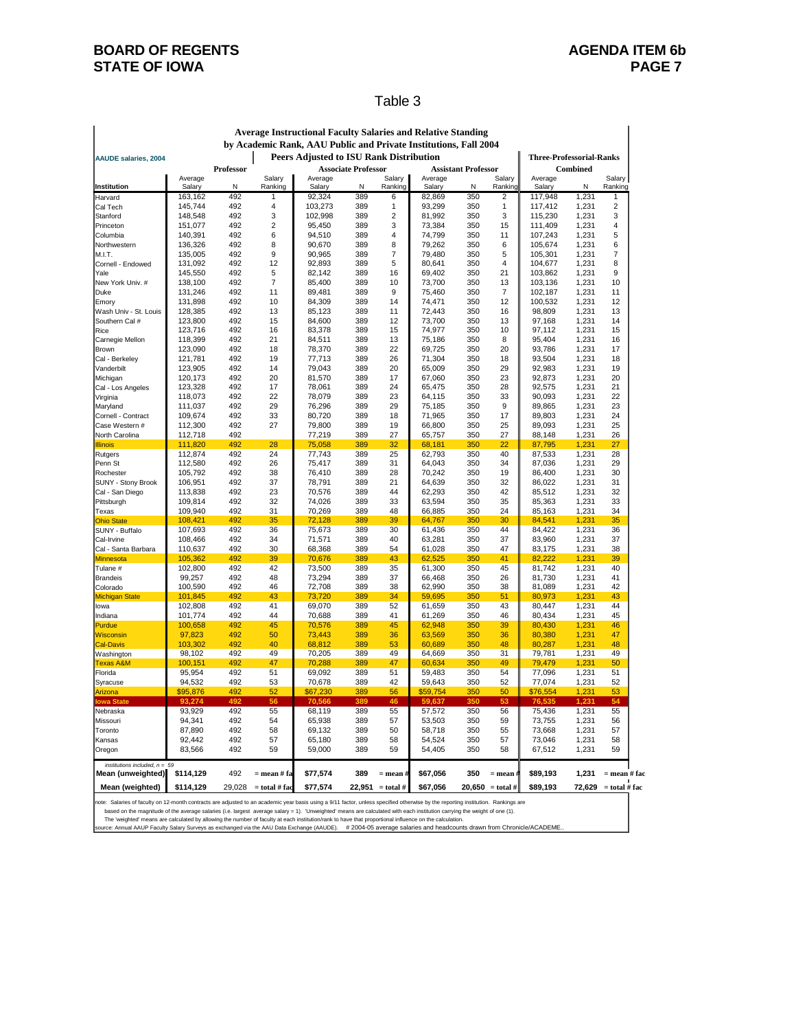BOARD OF REGENTS
STATE OF IOWA

AGENDA ITEM 6b

## Table 3

**Average Instructional Faculty Salaries and Relative Standing by Academic Rank, AAU Public and Private Institutions, Fall 2004**

AAUDE salaries, 2004 — Peers Adjusted to ISU Rank Distribution

| | Professor | | | Associate Professor | | | Assistant Professor | | | Three-Professorial-Ranks Combined | | |
|---|---|---|---|---|---|---|---|---|---|---|---|---|
| Institution | Average Salary | N | Salary Ranking | Average Salary | N | Salary Ranking | Average Salary | N | Salary Ranking | Average Salary | N | Salary Ranking |
| Harvard | 163,162 | 492 | 1 | 92,324 | 389 | 6 | 82,869 | 350 | 2 | 117,948 | 1,231 | 1 |
| Cal Tech | 145,744 | 492 | 4 | 103,273 | 389 | 1 | 93,299 | 350 | 1 | 117,412 | 1,231 | 2 |
| Stanford | 148,548 | 492 | 3 | 102,998 | 389 | 2 | 81,992 | 350 | 3 | 115,230 | 1,231 | 3 |
| Princeton | 151,077 | 492 | 2 | 95,450 | 389 | 3 | 73,384 | 350 | 15 | 111,409 | 1,231 | 4 |
| Columbia | 140,391 | 492 | 6 | 94,510 | 389 | 4 | 74,799 | 350 | 11 | 107,243 | 1,231 | 5 |
| Northwestern | 136,326 | 492 | 8 | 90,670 | 389 | 8 | 79,262 | 350 | 6 | 105,674 | 1,231 | 6 |
| M.I.T. | 135,005 | 492 | 9 | 90,965 | 389 | 7 | 79,480 | 350 | 5 | 105,301 | 1,231 | 7 |
| Cornell - Endowed | 131,092 | 492 | 12 | 92,893 | 389 | 5 | 80,641 | 350 | 4 | 104,677 | 1,231 | 8 |
| Yale | 145,550 | 492 | 5 | 82,142 | 389 | 16 | 69,402 | 350 | 21 | 103,862 | 1,231 | 9 |
| New York Univ. # | 138,100 | 492 | 7 | 85,400 | 389 | 10 | 73,700 | 350 | 13 | 103,136 | 1,231 | 10 |
| Duke | 131,246 | 492 | 11 | 89,481 | 389 | 9 | 75,460 | 350 | 7 | 102,187 | 1,231 | 11 |
| Emory | 131,898 | 492 | 10 | 84,309 | 389 | 14 | 74,471 | 350 | 12 | 100,532 | 1,231 | 12 |
| Wash Univ - St. Louis | 128,385 | 492 | 13 | 85,123 | 389 | 11 | 72,443 | 350 | 16 | 98,809 | 1,231 | 13 |
| Southern Cal # | 123,800 | 492 | 15 | 84,600 | 389 | 12 | 73,700 | 350 | 13 | 97,168 | 1,231 | 14 |
| Rice | 123,716 | 492 | 16 | 83,378 | 389 | 15 | 74,977 | 350 | 10 | 97,112 | 1,231 | 15 |
| Carnegie Mellon | 118,399 | 492 | 21 | 84,511 | 389 | 13 | 75,186 | 350 | 8 | 95,404 | 1,231 | 16 |
| Brown | 123,090 | 492 | 18 | 78,370 | 389 | 22 | 69,725 | 350 | 20 | 93,786 | 1,231 | 17 |
| Cal - Berkeley | 121,781 | 492 | 19 | 77,713 | 389 | 26 | 71,304 | 350 | 18 | 93,504 | 1,231 | 18 |
| Vanderbilt | 123,905 | 492 | 14 | 79,043 | 389 | 20 | 65,009 | 350 | 29 | 92,983 | 1,231 | 19 |
| Michigan | 120,173 | 492 | 20 | 81,570 | 389 | 17 | 67,060 | 350 | 23 | 92,873 | 1,231 | 20 |
| Cal - Los Angeles | 123,328 | 492 | 17 | 78,061 | 389 | 24 | 65,475 | 350 | 28 | 92,575 | 1,231 | 21 |
| Virginia | 118,073 | 492 | 22 | 78,079 | 389 | 23 | 64,115 | 350 | 33 | 90,093 | 1,231 | 22 |
| Maryland | 111,037 | 492 | 29 | 76,296 | 389 | 29 | 75,185 | 350 | 9 | 89,865 | 1,231 | 23 |
| Cornell - Contract | 109,674 | 492 | 33 | 80,720 | 389 | 18 | 71,965 | 350 | 17 | 89,803 | 1,231 | 24 |
| Case Western # | 112,300 | 492 | 27 | 79,800 | 389 | 19 | 66,800 | 350 | 25 | 89,093 | 1,231 | 25 |
| North Carolina | 112,718 | 492 | | 77,219 | 389 | 27 | 65,757 | 350 | 27 | 88,148 | 1,231 | 26 |
| Illinois | 111,820 | 492 | 28 | 75,058 | 389 | 32 | 68,181 | 350 | 22 | 87,795 | 1,231 | 27 |
| Rutgers | 112,874 | 492 | 24 | 77,743 | 389 | 25 | 62,793 | 350 | 40 | 87,533 | 1,231 | 28 |
| Penn St | 112,580 | 492 | 26 | 75,417 | 389 | 31 | 64,043 | 350 | 34 | 87,036 | 1,231 | 29 |
| Rochester | 105,792 | 492 | 38 | 76,410 | 389 | 28 | 70,242 | 350 | 19 | 86,400 | 1,231 | 30 |
| SUNY - Stony Brook | 106,951 | 492 | 37 | 78,791 | 389 | 21 | 64,639 | 350 | 32 | 86,022 | 1,231 | 31 |
| Cal - San Diego | 113,838 | 492 | 23 | 70,576 | 389 | 44 | 62,293 | 350 | 42 | 85,512 | 1,231 | 32 |
| Pittsburgh | 109,814 | 492 | 32 | 74,026 | 389 | 33 | 63,594 | 350 | 35 | 85,363 | 1,231 | 33 |
| Texas | 109,940 | 492 | 31 | 70,269 | 389 | 48 | 66,885 | 350 | 24 | 85,163 | 1,231 | 34 |
| Ohio State | 108,421 | 492 | 35 | 72,128 | 389 | 39 | 64,767 | 350 | 30 | 84,541 | 1,231 | 35 |
| SUNY - Buffalo | 107,693 | 492 | 36 | 75,673 | 389 | 30 | 61,436 | 350 | 44 | 84,422 | 1,231 | 36 |
| Cal-Irvine | 108,466 | 492 | 34 | 71,571 | 389 | 40 | 63,281 | 350 | 37 | 83,960 | 1,231 | 37 |
| Cal - Santa Barbara | 110,637 | 492 | 30 | 68,368 | 389 | 54 | 61,028 | 350 | 47 | 83,175 | 1,231 | 38 |
| Minnesota | 105,362 | 492 | 39 | 70,676 | 389 | 43 | 62,525 | 350 | 41 | 82,222 | 1,231 | 39 |
| Tulane # | 102,800 | 492 | 42 | 73,500 | 389 | 35 | 61,300 | 350 | 45 | 81,742 | 1,231 | 40 |
| Brandeis | 99,257 | 492 | 48 | 73,294 | 389 | 37 | 66,468 | 350 | 26 | 81,730 | 1,231 | 41 |
| Colorado | 100,590 | 492 | 46 | 72,708 | 389 | 38 | 62,990 | 350 | 38 | 81,089 | 1,231 | 42 |
| Michigan State | 101,845 | 492 | 43 | 73,720 | 389 | 34 | 59,695 | 350 | 51 | 80,973 | 1,231 | 43 |
| Iowa | 102,808 | 492 | 41 | 69,070 | 389 | 52 | 61,659 | 350 | 43 | 80,447 | 1,231 | 44 |
| Indiana | 101,774 | 492 | 44 | 70,688 | 389 | 41 | 61,269 | 350 | 46 | 80,434 | 1,231 | 45 |
| Purdue | 100,658 | 492 | 45 | 70,576 | 389 | 45 | 62,948 | 350 | 39 | 80,430 | 1,231 | 46 |
| Wisconsin | 97,823 | 492 | 50 | 73,443 | 389 | 36 | 63,569 | 350 | 36 | 80,380 | 1,231 | 47 |
| Cal-Davis | 103,302 | 492 | 40 | 68,812 | 389 | 53 | 60,689 | 350 | 48 | 80,287 | 1,231 | 48 |
| Washington | 98,102 | 492 | 49 | 70,205 | 389 | 49 | 64,669 | 350 | 31 | 79,781 | 1,231 | 49 |
| Texas A&M | 100,151 | 492 | 47 | 70,288 | 389 | 47 | 60,634 | 350 | 49 | 79,479 | 1,231 | 50 |
| Florida | 95,954 | 492 | 51 | 69,092 | 389 | 51 | 59,483 | 350 | 54 | 77,096 | 1,231 | 51 |
| Syracuse | 94,532 | 492 | 53 | 70,678 | 389 | 42 | 59,643 | 350 | 52 | 77,074 | 1,231 | 52 |
| Arizona | $95,876 | 492 | 52 | $67,230 | 389 | 56 | $59,754 | 350 | 50 | $76,554 | 1,231 | 53 |
| **Iowa State** | **93,274** | **492** | **56** | **70,566** | **389** | **46** | **59,637** | **350** | **53** | **76,535** | **1,231** | **54** |
| Nebraska | 93,929 | 492 | 55 | 68,119 | 389 | 55 | 57,572 | 350 | 56 | 75,436 | 1,231 | 55 |
| Missouri | 94,341 | 492 | 54 | 65,938 | 389 | 57 | 53,503 | 350 | 59 | 73,755 | 1,231 | 56 |
| Toronto | 87,890 | 492 | 58 | 69,132 | 389 | 50 | 58,718 | 350 | 55 | 73,668 | 1,231 | 57 |
| Kansas | 92,442 | 492 | 57 | 65,180 | 389 | 58 | 54,524 | 350 | 57 | 73,046 | 1,231 | 58 |
| Oregon | 83,566 | 492 | 59 | 59,000 | 389 | 59 | 54,405 | 350 | 58 | 67,512 | 1,231 | 59 |
| *institutions included, n = 59* | | | | | | | | | | | | |
| **Mean (unweighted)** | **$114,129** | 492 | = mean # fa | **$77,574** | 389 | = mean # | **$67,056** | 350 | = mean # | **$89,193** | 1,231 | = mean # fac |
| **Mean (weighted)** | **$114,129** | 29,028 | = total # fac | **$77,574** | 22,951 | = total # | **$67,056** | 20,650 | = total # | **$89,193** | 72,629 | = total # fac |

note: Salaries of faculty on 12-month contracts are adjusted to an academic year basis using a 9/11 factor, unless specified otherwise by the reporting institution. Rankings are based on the magnitude of the average salaries (i.e. largest average salary = 1). 'Unweighted' means are calculated with each institution carrying the weight of one (1). The 'weighted' means are calculated by allowing the number of faculty at each institution/rank to have that proportional influence on the calculation.

source: Annual AAUP Faculty Salary Surveys as exchanged via the AAU Data Exchange (AAUDE). # 2004-05 average salaries and headcounts drawn from Chronicle/ACADEME..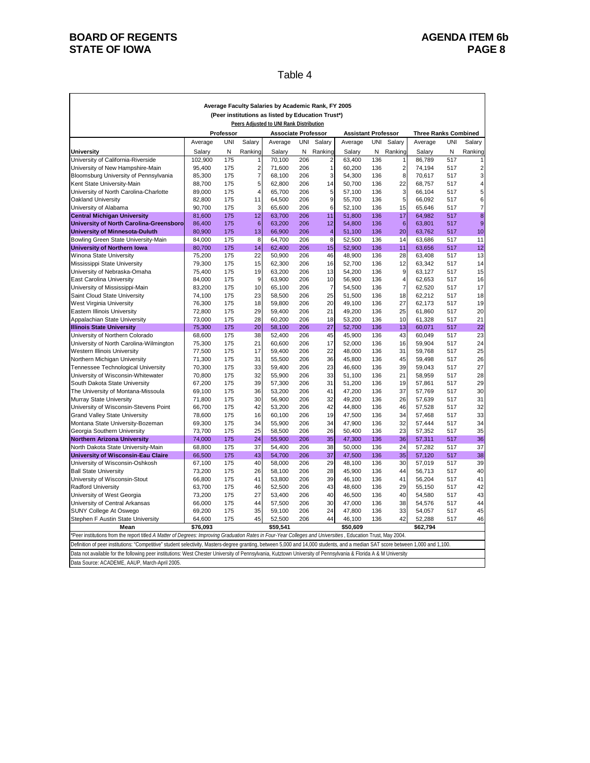Table 4

**Average Faculty Salaries by Academic Rank, FY 2005**
**(Peer institutions as listed by Education Trust*)**
**Peers Adjusted to UNI Rank Distribution**

| | Professor | | | Associate Professor | | | Assistant Professor | | | Three Ranks Combined | | |
|---|---|---|---|---|---|---|---|---|---|---|---|---|
| University | Average Salary | UNI N | Salary Ranking | Average Salary | UNI N | Salary Ranking | Average Salary | UNI N | Salary Ranking | Average Salary | UNI N | Salary Ranking |
| University of California-Riverside | 102,900 | 175 | 1 | 70,100 | 206 | 2 | 63,400 | 136 | 1 | 86,789 | 517 | 1 |
| University of New Hampshire-Main | 95,400 | 175 | 2 | 71,600 | 206 | 1 | 60,200 | 136 | 2 | 74,194 | 517 | 2 |
| Bloomsburg University of Pennsylvania | 85,300 | 175 | 7 | 68,100 | 206 | 3 | 54,300 | 136 | 8 | 70,617 | 517 | 3 |
| Kent State University-Main | 88,700 | 175 | 5 | 62,800 | 206 | 14 | 50,700 | 136 | 22 | 68,757 | 517 | 4 |
| University of North Carolina-Charlotte | 89,000 | 175 | 4 | 65,700 | 206 | 5 | 57,100 | 136 | 3 | 66,104 | 517 | 5 |
| Oakland University | 82,800 | 175 | 11 | 64,500 | 206 | 9 | 55,700 | 136 | 5 | 66,092 | 517 | 6 |
| University of Alabama | 90,700 | 175 | 3 | 65,600 | 206 | 6 | 52,100 | 136 | 15 | 65,646 | 517 | 7 |
| **Central Michigan University** | 81,600 | 175 | 12 | 63,700 | 206 | 11 | 51,800 | 136 | 17 | 64,982 | 517 | 8 |
| **University of North Carolina-Greensboro** | 86,400 | 175 | 6 | 63,200 | 206 | 12 | 54,800 | 136 | 6 | 63,801 | 517 | 9 |
| **University of Minnesota-Duluth** | 80,900 | 175 | 13 | 66,900 | 206 | 4 | 51,100 | 136 | 20 | 63,762 | 517 | 10 |
| Bowling Green State University-Main | 84,000 | 175 | 8 | 64,700 | 206 | 8 | 52,500 | 136 | 14 | 63,686 | 517 | 11 |
| **University of Northern Iowa** | 80,700 | 175 | 14 | 62,400 | 206 | 15 | 52,900 | 136 | 11 | 63,656 | 517 | 12 |
| Winona State University | 75,200 | 175 | 22 | 50,900 | 206 | 46 | 48,900 | 136 | 28 | 63,408 | 517 | 13 |
| Mississippi State University | 79,300 | 175 | 15 | 62,300 | 206 | 16 | 52,700 | 136 | 12 | 63,342 | 517 | 14 |
| University of Nebraska-Omaha | 75,400 | 175 | 19 | 63,200 | 206 | 13 | 54,200 | 136 | 9 | 63,127 | 517 | 15 |
| East Carolina University | 84,000 | 175 | 9 | 63,900 | 206 | 10 | 56,900 | 136 | 4 | 62,653 | 517 | 16 |
| University of Mississippi-Main | 83,200 | 175 | 10 | 65,100 | 206 | 7 | 54,500 | 136 | 7 | 62,520 | 517 | 17 |
| Saint Cloud State University | 74,100 | 175 | 23 | 58,500 | 206 | 25 | 51,500 | 136 | 18 | 62,212 | 517 | 18 |
| West Virginia University | 76,300 | 175 | 18 | 59,800 | 206 | 20 | 49,100 | 136 | 27 | 62,173 | 517 | 19 |
| Eastern Illinois University | 72,800 | 175 | 29 | 59,400 | 206 | 21 | 49,200 | 136 | 25 | 61,860 | 517 | 20 |
| Appalachian State University | 73,000 | 175 | 28 | 60,200 | 206 | 18 | 53,200 | 136 | 10 | 61,328 | 517 | 21 |
| **Illinois State University** | 75,300 | 175 | 20 | 58,100 | 206 | 27 | 52,700 | 136 | 13 | 60,071 | 517 | 22 |
| University of Northern Colorado | 68,600 | 175 | 38 | 52,400 | 206 | 45 | 45,900 | 136 | 43 | 60,049 | 517 | 23 |
| University of North Carolina-Wilmington | 75,300 | 175 | 21 | 60,600 | 206 | 17 | 52,000 | 136 | 16 | 59,904 | 517 | 24 |
| Western Illinois University | 77,500 | 175 | 17 | 59,400 | 206 | 22 | 48,000 | 136 | 31 | 59,768 | 517 | 25 |
| Northern Michigan University | 71,300 | 175 | 31 | 55,500 | 206 | 36 | 45,800 | 136 | 45 | 59,498 | 517 | 26 |
| Tennessee Technological University | 70,300 | 175 | 33 | 59,400 | 206 | 23 | 46,600 | 136 | 39 | 59,043 | 517 | 27 |
| University of Wisconsin-Whitewater | 70,800 | 175 | 32 | 55,900 | 206 | 33 | 51,100 | 136 | 21 | 58,959 | 517 | 28 |
| South Dakota State University | 67,200 | 175 | 39 | 57,300 | 206 | 31 | 51,200 | 136 | 19 | 57,861 | 517 | 29 |
| The University of Montana-Missoula | 69,100 | 175 | 36 | 53,200 | 206 | 41 | 47,200 | 136 | 37 | 57,769 | 517 | 30 |
| Murray State University | 71,800 | 175 | 30 | 56,900 | 206 | 32 | 49,200 | 136 | 26 | 57,639 | 517 | 31 |
| University of Wisconsin-Stevens Point | 66,700 | 175 | 42 | 53,200 | 206 | 42 | 44,800 | 136 | 46 | 57,528 | 517 | 32 |
| Grand Valley State University | 78,600 | 175 | 16 | 60,100 | 206 | 19 | 47,500 | 136 | 34 | 57,468 | 517 | 33 |
| Montana State University-Bozeman | 69,300 | 175 | 34 | 55,900 | 206 | 34 | 47,900 | 136 | 32 | 57,444 | 517 | 34 |
| Georgia Southern University | 73,700 | 175 | 25 | 58,500 | 206 | 26 | 50,400 | 136 | 23 | 57,352 | 517 | 35 |
| **Northern Arizona University** | 74,000 | 175 | 24 | 55,900 | 206 | 35 | 47,300 | 136 | 36 | 57,311 | 517 | 36 |
| North Dakota State University-Main | 68,800 | 175 | 37 | 54,400 | 206 | 38 | 50,000 | 136 | 24 | 57,282 | 517 | 37 |
| **University of Wisconsin-Eau Claire** | 66,500 | 175 | 43 | 54,700 | 206 | 37 | 47,500 | 136 | 35 | 57,120 | 517 | 38 |
| University of Wisconsin-Oshkosh | 67,100 | 175 | 40 | 58,000 | 206 | 29 | 48,100 | 136 | 30 | 57,019 | 517 | 39 |
| Ball State University | 73,200 | 175 | 26 | 58,100 | 206 | 28 | 45,900 | 136 | 44 | 56,713 | 517 | 40 |
| University of Wisconsin-Stout | 66,800 | 175 | 41 | 53,800 | 206 | 39 | 46,100 | 136 | 41 | 56,204 | 517 | 41 |
| Radford University | 63,700 | 175 | 46 | 52,500 | 206 | 43 | 48,600 | 136 | 29 | 55,150 | 517 | 42 |
| University of West Georgia | 73,200 | 175 | 27 | 53,400 | 206 | 40 | 46,500 | 136 | 40 | 54,580 | 517 | 43 |
| University of Central Arkansas | 66,000 | 175 | 44 | 57,500 | 206 | 30 | 47,000 | 136 | 38 | 54,576 | 517 | 44 |
| SUNY College At Oswego | 69,200 | 175 | 35 | 59,100 | 206 | 24 | 47,800 | 136 | 33 | 54,057 | 517 | 45 |
| Stephen F Austin State University | 64,600 | 175 | 45 | 52,500 | 206 | 44 | 46,100 | 136 | 42 | 52,288 | 517 | 46 |
| **Mean** | **$76,093** | | | **$59,541** | | | **$50,609** | | | **$62,794** | | |

*Peer institutions from the report titled *A Matter of Degrees: Improving Graduation Rates in Four-Year Colleges and Universities*, Education Trust, May 2004.

Definition of peer institutions: "Competitive" student selectivity, Masters-degree granting, between 5,000 and 14,000 students, and a median SAT score between 1,000 and 1,100.

Data not available for the following peer institutions: West Chester University of Pennsylvania, Kutztown University of Pennsylvania & Florida A & M University

Data Source: ACADEME, AAUP, March-April 2005.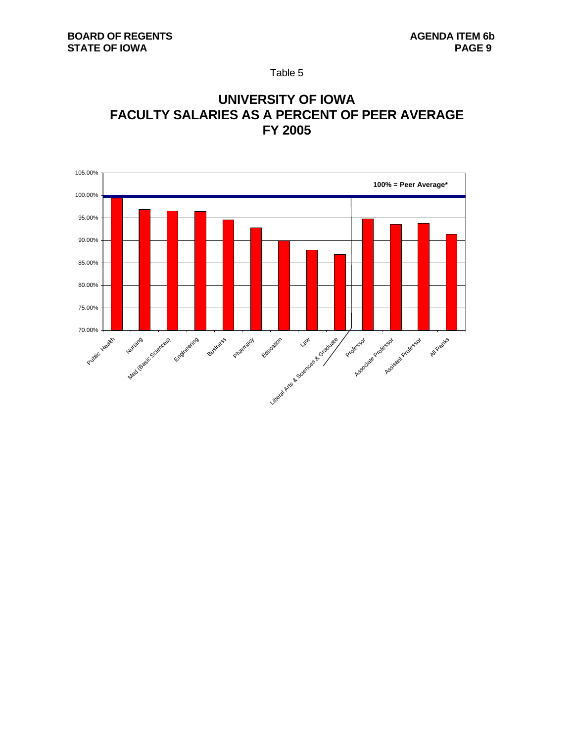Table 5

# UNIVERSITY OF IOWA
# FACULTY SALARIES AS A PERCENT OF PEER AVERAGE
# FY 2005

105.00%
100.00%
95.00%
90.00%
85.00%
80.00%
75.00%
70.00%

**100% = Peer Average***

Public Health, Nursing, Med (Basic Sciences), Engineering, Business, Pharmacy, Education, Law, Liberal Arts & Sciences & Graduate, Professor, Associate Professor, Assisant Professor, All Ranks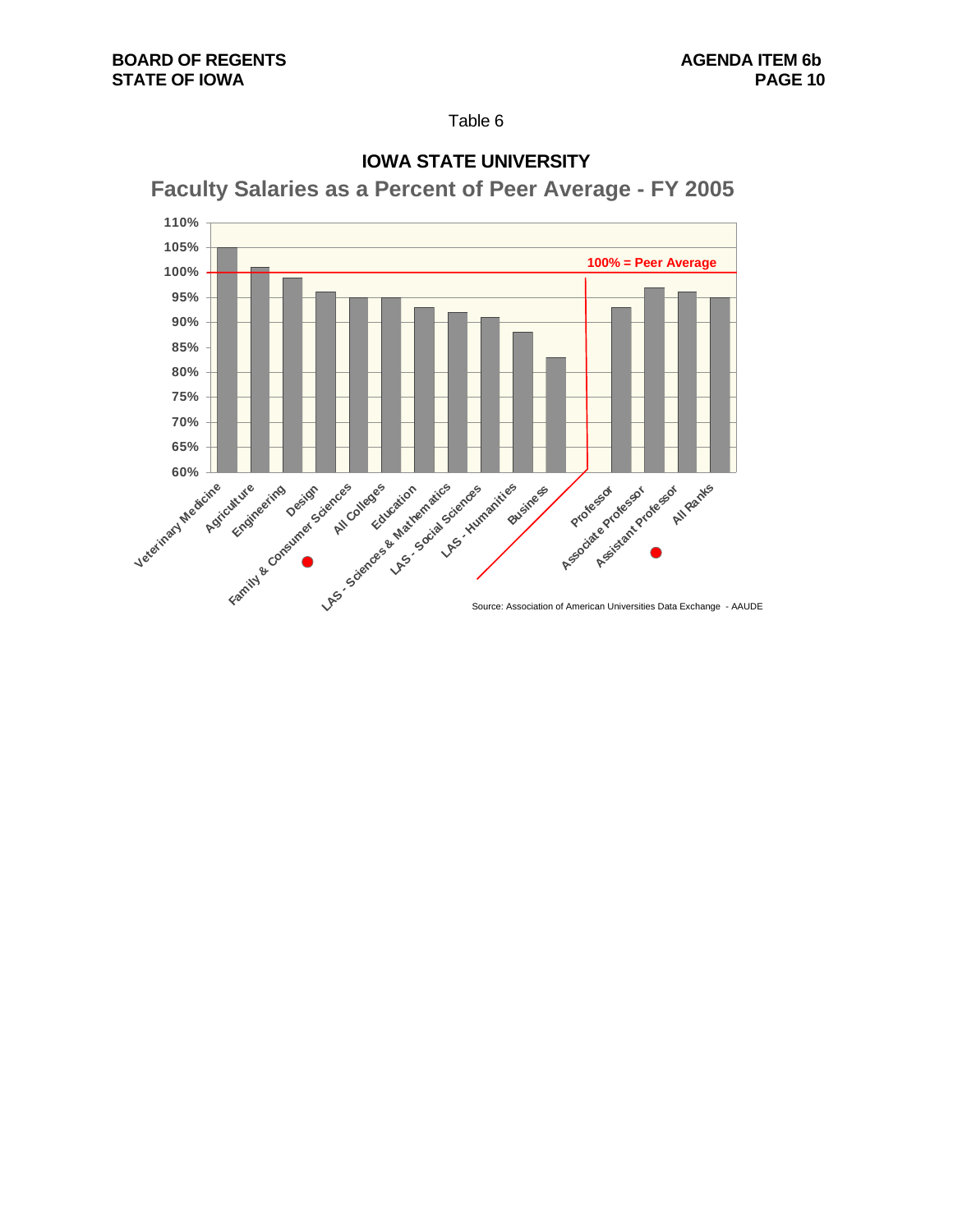Table 6

## IOWA STATE UNIVERSITY

### Faculty Salaries as a Percent of Peer Average - FY 2005

| Category | Percent of Peer Average |
|---|---|
| Veterinary Medicine | 105% |
| Agriculture | 101% |
| Engineering | 99% |
| Design | 96% |
| Family & Consumer Sciences | 95% |
| All Colleges | 95% |
| Education | 93% |
| LAS - Sciences & Mathematics | 92% |
| LAS - Social Sciences | 91% |
| LAS - Humanities | 88% |
| Business | 83% |
| Professor | 93% |
| Associate Professor | 97% |
| Assistant Professor | 96% |
| All Ranks | 95% |

100% = Peer Average

Source: Association of American Universities Data Exchange - AAUDE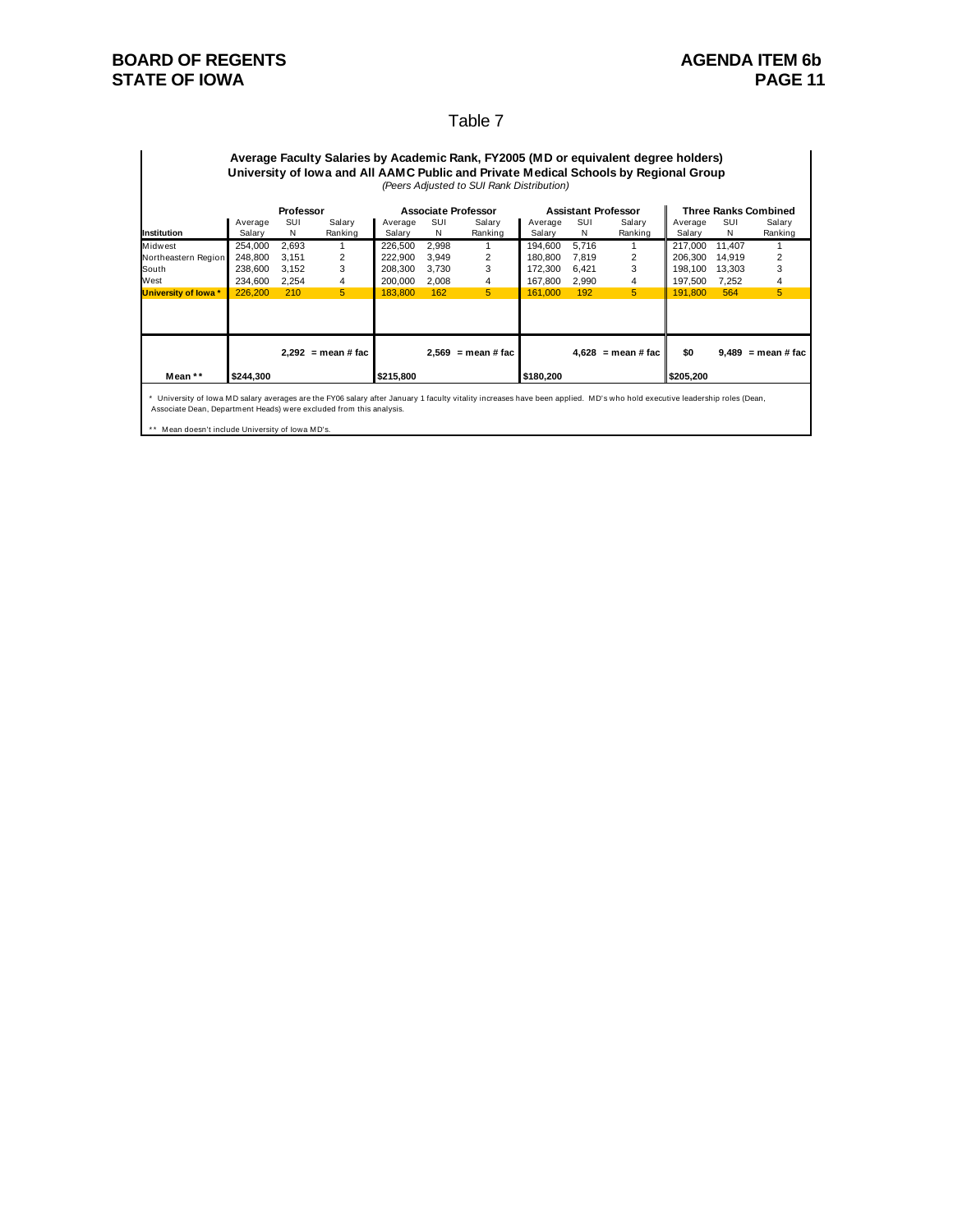Table 7

**Average Faculty Salaries by Academic Rank, FY2005 (MD or equivalent degree holders)**
**University of Iowa and All AAMC Public and Private Medical Schools by Regional Group**
*(Peers Adjusted to SUI Rank Distribution)*

| | Professor | | | Associate Professor | | | Assistant Professor | | | Three Ranks Combined | | |
|---|---|---|---|---|---|---|---|---|---|---|---|---|
| **Institution** | Average Salary | SUI N | Salary Ranking | Average Salary | SUI N | Salary Ranking | Average Salary | SUI N | Salary Ranking | Average Salary | SUI N | Salary Ranking |
| Midwest | 254,000 | 2,693 | 1 | 226,500 | 2,998 | 1 | 194,600 | 5,716 | 1 | 217,000 | 11,407 | 1 |
| Northeastern Region | 248,800 | 3,151 | 2 | 222,900 | 3,949 | 2 | 180,800 | 7,819 | 2 | 206,300 | 14,919 | 2 |
| South | 238,600 | 3,152 | 3 | 208,300 | 3,730 | 3 | 172,300 | 6,421 | 3 | 198,100 | 13,303 | 3 |
| West | 234,600 | 2,254 | 4 | 200,000 | 2,008 | 4 | 167,800 | 2,990 | 4 | 197,500 | 7,252 | 4 |
| **University of Iowa *** | 226,200 | 210 | 5 | 183,800 | 162 | 5 | 161,000 | 192 | 5 | 191,800 | 564 | 5 |
| | | 2,292 | = mean # fac | | 2,569 | = mean # fac | | 4,628 | = mean # fac | $0 | 9,489 | = mean # fac |
| **Mean ^^** | $244,300 | | | $215,800 | | | $180,200 | | | $205,200 | | |

\* University of Iowa MD salary averages are the FY06 salary after January 1 faculty vitality increases have been applied. MD's who hold executive leadership roles (Dean, Associate Dean, Department Heads) were excluded from this analysis.

^^ Mean doesn't include University of Iowa MD's.